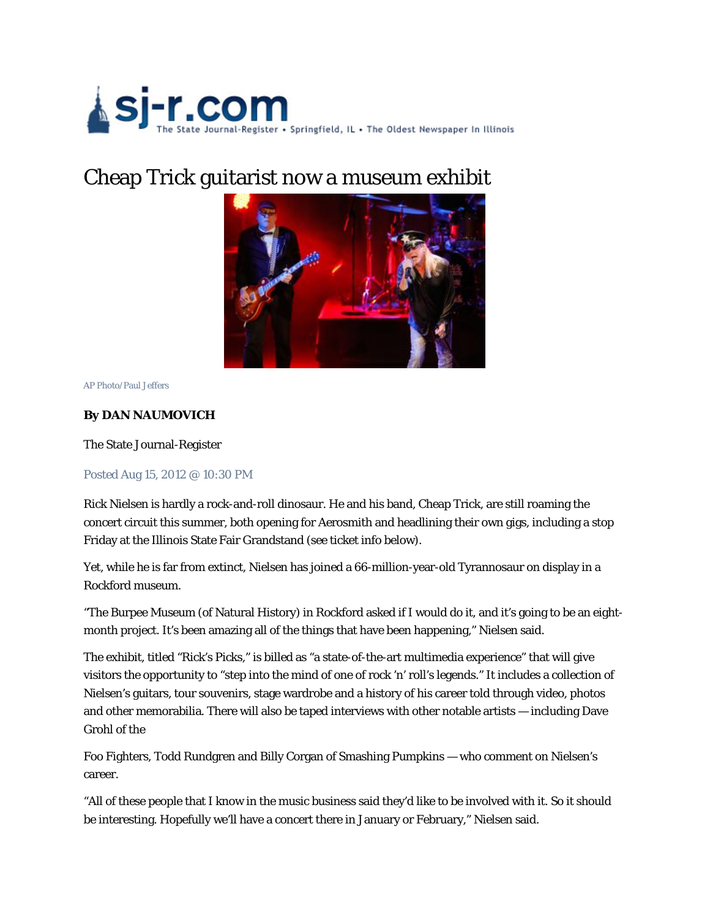sj-r.com The State Journal-Register • Springfield, IL • The Oldest Newspaper In Illinois

# Cheap Trick guitarist now a museum exhibit

AP Photo/Paul Jeffers

**By DAN NAUMOVICH**

The State Journal-Register

Posted Aug 15, 2012 @ 10:30 PM

Rick Nielsen is hardly a rock-and-roll dinosaur. He and his band, Cheap Trick, are still roaming the concert circuit this summer, both opening for Aerosmith and headlining their own gigs, including a stop Friday at the Illinois State Fair Grandstand (see ticket info below).

Yet, while he is far from extinct, Nielsen has joined a 66-million-year-old Tyrannosaur on display in a Rockford museum.

"The Burpee Museum (of Natural History) in Rockford asked if I would do it, and it's going to be an eight-month project. It's been amazing all of the things that have been happening," Nielsen said.

The exhibit, titled "Rick's Picks," is billed as "a state-of-the-art multimedia experience" that will give visitors the opportunity to "step into the mind of one of rock 'n' roll's legends." It includes a collection of Nielsen's guitars, tour souvenirs, stage wardrobe and a history of his career told through video, photos and other memorabilia. There will also be taped interviews with other notable artists — including Dave Grohl of the Foo Fighters, Todd Rundgren and Billy Corgan of Smashing Pumpkins — who comment on Nielsen's career.

"All of these people that I know in the music business said they'd like to be involved with it. So it should be interesting. Hopefully we'll have a concert there in January or February," Nielsen said.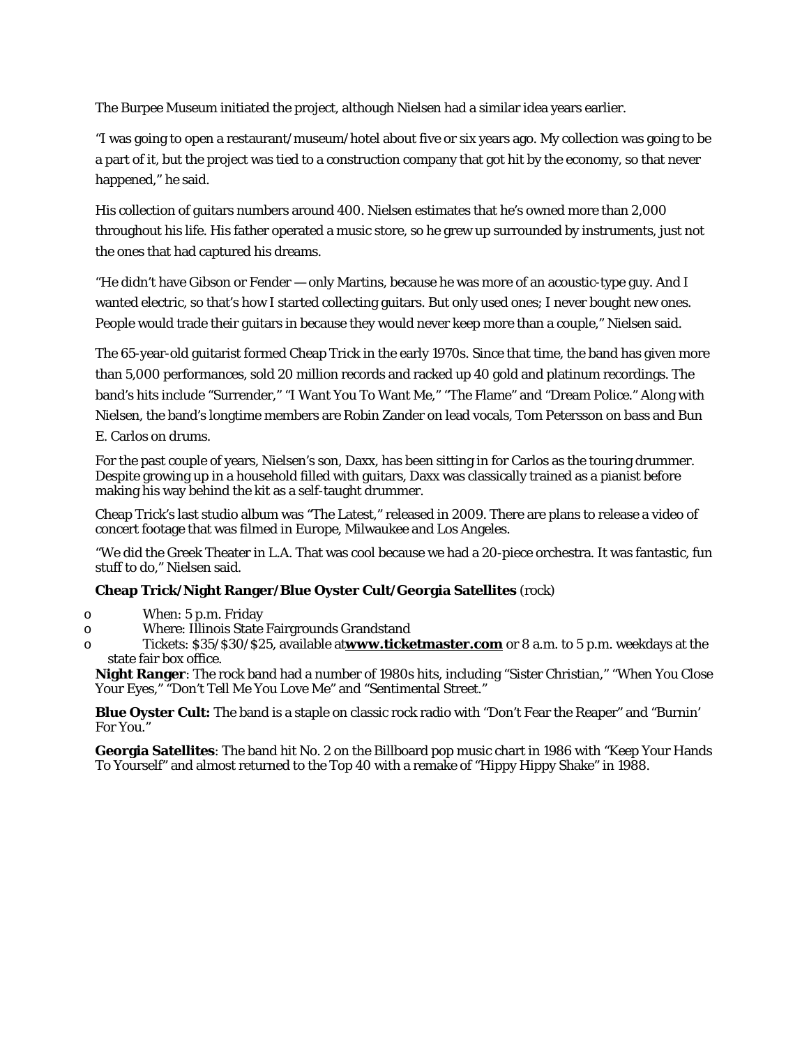The Burpee Museum initiated the project, although Nielsen had a similar idea years earlier.

"I was going to open a restaurant/museum/hotel about five or six years ago. My collection was going to be a part of it, but the project was tied to a construction company that got hit by the economy, so that never happened," he said.

His collection of guitars numbers around 400. Nielsen estimates that he's owned more than 2,000 throughout his life. His father operated a music store, so he grew up surrounded by instruments, just not the ones that had captured his dreams.

"He didn't have Gibson or Fender — only Martins, because he was more of an acoustic-type guy. And I wanted electric, so that's how I started collecting guitars. But only used ones; I never bought new ones. People would trade their guitars in because they would never keep more than a couple," Nielsen said.

The 65-year-old guitarist formed Cheap Trick in the early 1970s. Since that time, the band has given more than 5,000 performances, sold 20 million records and racked up 40 gold and platinum recordings. The band's hits include "Surrender," "I Want You To Want Me," "The Flame" and "Dream Police." Along with Nielsen, the band's longtime members are Robin Zander on lead vocals, Tom Petersson on bass and Bun E. Carlos on drums.

For the past couple of years, Nielsen's son, Daxx, has been sitting in for Carlos as the touring drummer. Despite growing up in a household filled with guitars, Daxx was classically trained as a pianist before making his way behind the kit as a self-taught drummer.

Cheap Trick's last studio album was "The Latest," released in 2009. There are plans to release a video of concert footage that was filmed in Europe, Milwaukee and Los Angeles.

"We did the Greek Theater in L.A. That was cool because we had a 20-piece orchestra. It was fantastic, fun stuff to do," Nielsen said.

**Cheap Trick/Night Ranger/Blue Oyster Cult/Georgia Satellites** (rock)

- When: 5 p.m. Friday
- Where: Illinois State Fairgrounds Grandstand
- Tickets: $35/$30/$25, available at **www.ticketmaster.com** or 8 a.m. to 5 p.m. weekdays at the state fair box office.

**Night Ranger**: The rock band had a number of 1980s hits, including "Sister Christian," "When You Close Your Eyes," "Don't Tell Me You Love Me" and "Sentimental Street."

**Blue Oyster Cult:** The band is a staple on classic rock radio with "Don't Fear the Reaper" and "Burnin' For You."

**Georgia Satellites**: The band hit No. 2 on the Billboard pop music chart in 1986 with "Keep Your Hands To Yourself" and almost returned to the Top 40 with a remake of "Hippy Hippy Shake" in 1988.